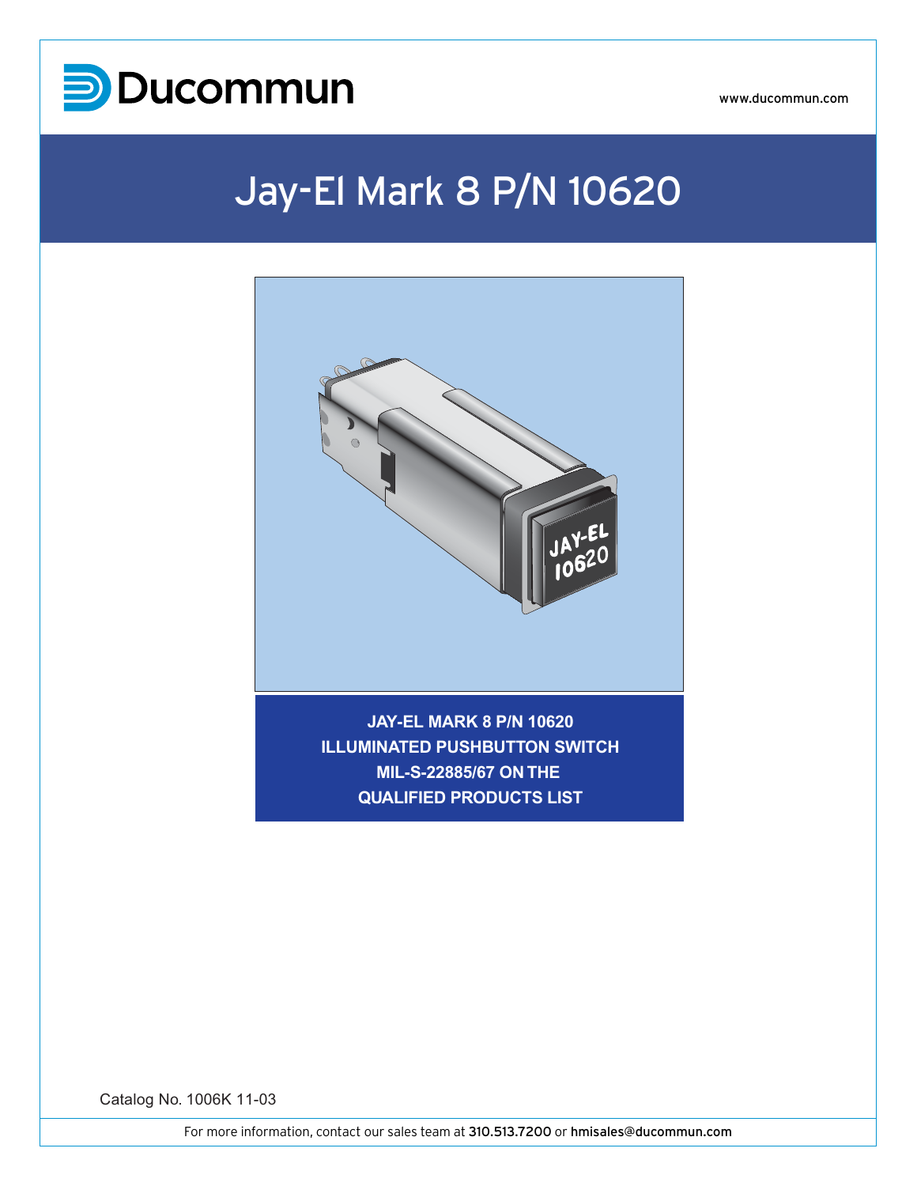Ducommun

www.ducommun.com

# Jay-El Mark 8 P/N 10620

**JAY-EL MARK 8 P/N 10620**
**ILLUMINATED PUSHBUTTON SWITCH**
**MIL-S-22885/67 ON THE**
**QUALIFIED PRODUCTS LIST**

Catalog No. 1006K 11-03

For more information, contact our sales team at 310.513.7200 or hmisales@ducommun.com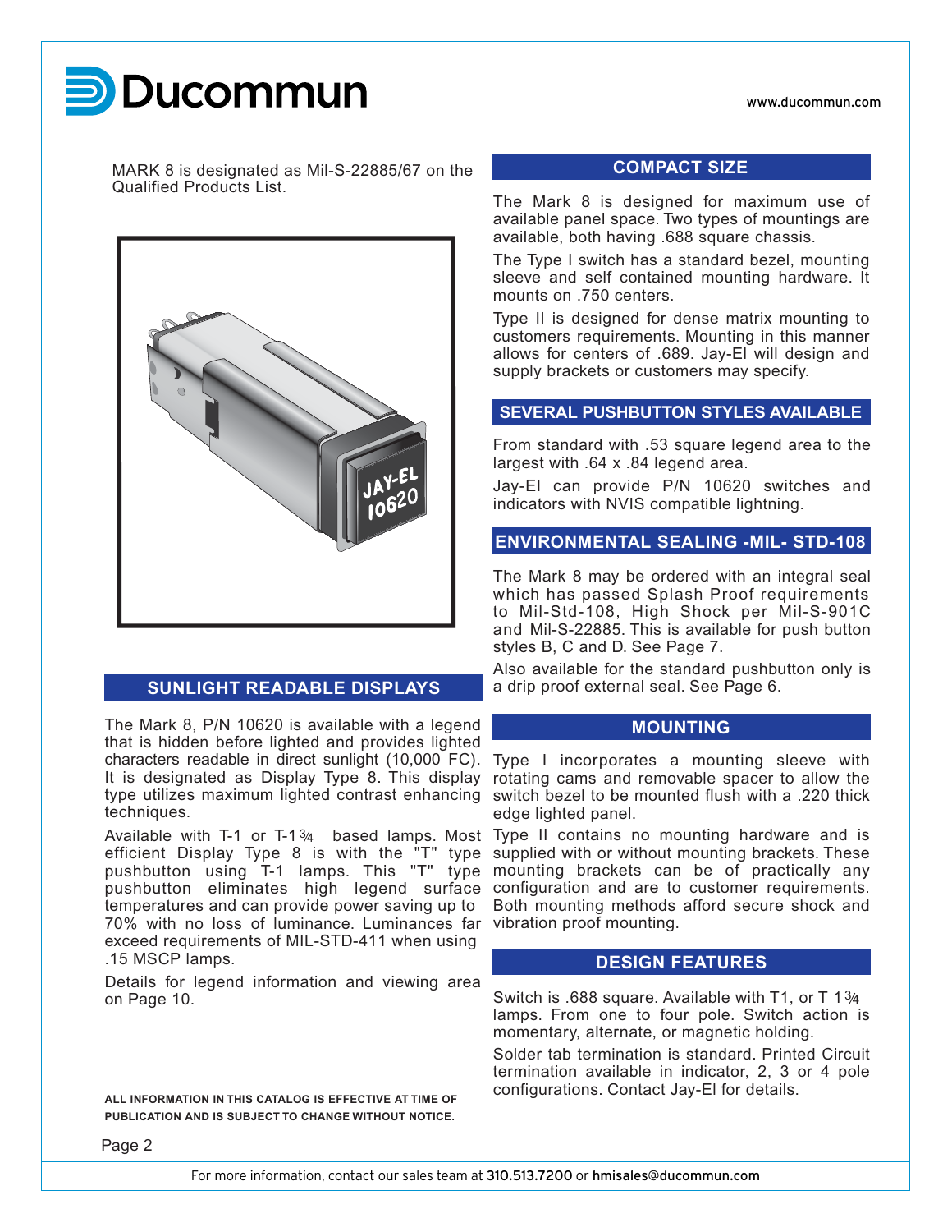MARK 8 is designated as Mil-S-22885/67 on the Qualified Products List.

## SUNLIGHT READABLE DISPLAYS

The Mark 8, P/N 10620 is available with a legend that is hidden before lighted and provides lighted characters readable in direct sunlight (10,000 FC). It is designated as Display Type 8. This display type utilizes maximum lighted contrast enhancing techniques.

Available with T-1 or T-1¾ based lamps. Most efficient Display Type 8 is with the "T" type pushbutton using T-1 lamps. This "T" type pushbutton eliminates high legend surface temperatures and can provide power saving up to 70% with no loss of luminance. Luminances far exceed requirements of MIL-STD-411 when using .15 MSCP lamps.

Details for legend information and viewing area on Page 10.

**ALL INFORMATION IN THIS CATALOG IS EFFECTIVE AT TIME OF PUBLICATION AND IS SUBJECT TO CHANGE WITHOUT NOTICE.**

## COMPACT SIZE

The Mark 8 is designed for maximum use of available panel space. Two types of mountings are available, both having .688 square chassis.

The Type I switch has a standard bezel, mounting sleeve and self contained mounting hardware. It mounts on .750 centers.

Type II is designed for dense matrix mounting to customers requirements. Mounting in this manner allows for centers of .689. Jay-El will design and supply brackets or customers may specify.

## SEVERAL PUSHBUTTON STYLES AVAILABLE

From standard with .53 square legend area to the largest with .64 x .84 legend area.

Jay-El can provide P/N 10620 switches and indicators with NVIS compatible lightning.

## ENVIRONMENTAL SEALING -MIL- STD-108

The Mark 8 may be ordered with an integral seal which has passed Splash Proof requirements to Mil-Std-108, High Shock per Mil-S-901C and Mil-S-22885. This is available for push button styles B, C and D. See Page 7.

Also available for the standard pushbutton only is a drip proof external seal. See Page 6.

## MOUNTING

Type I incorporates a mounting sleeve with rotating cams and removable spacer to allow the switch bezel to be mounted flush with a .220 thick edge lighted panel.

Type II contains no mounting hardware and is supplied with or without mounting brackets. These mounting brackets can be of practically any configuration and are to customer requirements. Both mounting methods afford secure shock and vibration proof mounting.

## DESIGN FEATURES

Switch is .688 square. Available with T1, or T 1¾ lamps. From one to four pole. Switch action is momentary, alternate, or magnetic holding.

Solder tab termination is standard. Printed Circuit termination available in indicator, 2, 3 or 4 pole configurations. Contact Jay-El for details.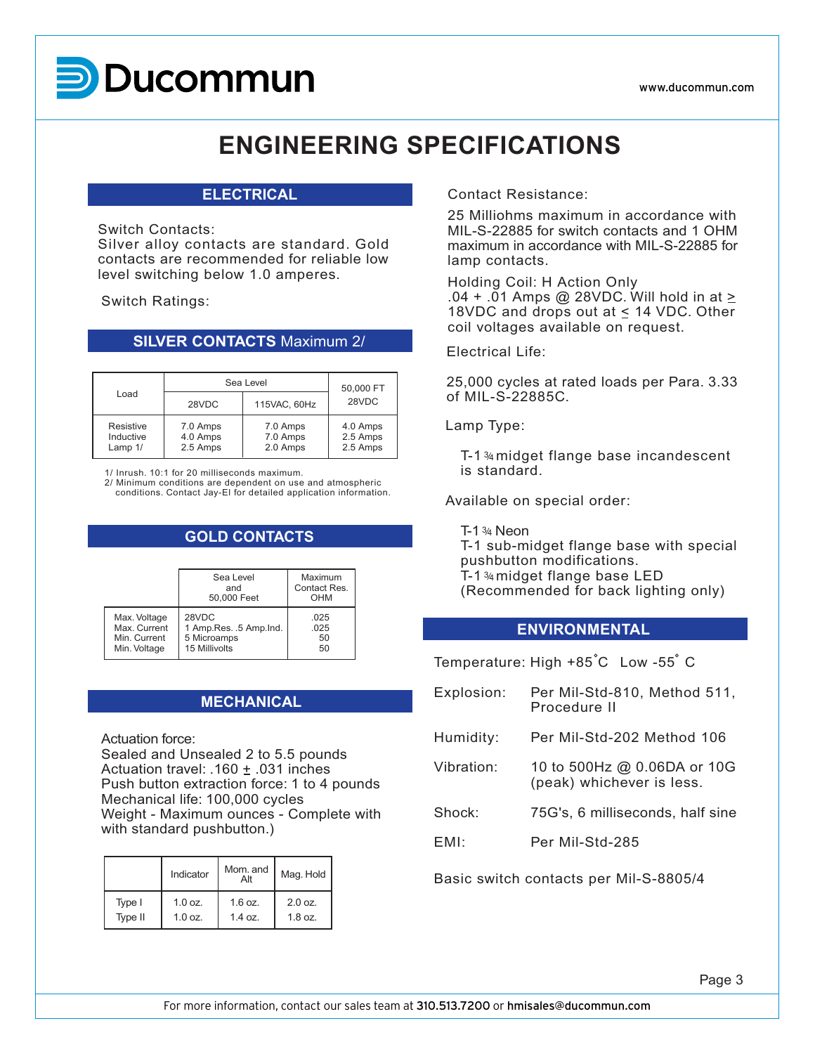# ENGINEERING SPECIFICATIONS

## ELECTRICAL

Switch Contacts:
Silver alloy contacts are standard. Gold contacts are recommended for reliable low level switching below 1.0 amperes.

Switch Ratings:

### SILVER CONTACTS Maximum 2/

| Load | Sea Level | | 50,000 FT |
|---|---|---|---|
| | 28VDC | 115VAC, 60Hz | 28VDC |
| Resistive | 7.0 Amps | 7.0 Amps | 4.0 Amps |
| Inductive | 4.0 Amps | 7.0 Amps | 2.5 Amps |
| Lamp 1/ | 2.5 Amps | 2.0 Amps | 2.5 Amps |

1/ Inrush. 10:1 for 20 milliseconds maximum.
2/ Minimum conditions are dependent on use and atmospheric conditions. Contact Jay-El for detailed application information.

### GOLD CONTACTS

| | Sea Level and 50,000 Feet | Maximum Contact Res. OHM |
|---|---|---|
| Max. Voltage | 28VDC | .025 |
| Max. Current | 1 Amp.Res. .5 Amp.Ind. | .025 |
| Min. Current | 5 Microamps | 50 |
| Min. Voltage | 15 Millivolts | 50 |

## MECHANICAL

Actuation force:
Sealed and Unsealed 2 to 5.5 pounds
Actuation travel: .160 ± .031 inches
Push button extraction force: 1 to 4 pounds
Mechanical life: 100,000 cycles
Weight - Maximum ounces - Complete with with standard pushbutton.)

| | Indicator | Mom. and Alt | Mag. Hold |
|---|---|---|---|
| Type I | 1.0 oz. | 1.6 oz. | 2.0 oz. |
| Type II | 1.0 oz. | 1.4 oz. | 1.8 oz. |

Contact Resistance:

25 Milliohms maximum in accordance with MIL-S-22885 for switch contacts and 1 OHM maximum in accordance with MIL-S-22885 for lamp contacts.

Holding Coil: H Action Only
.04 + .01 Amps @ 28VDC. Will hold in at ≥ 18VDC and drops out at ≤ 14 VDC. Other coil voltages available on request.

Electrical Life:

25,000 cycles at rated loads per Para. 3.33 of MIL-S-22885C.

Lamp Type:

T-1 ¾ midget flange base incandescent is standard.

Available on special order:

T-1 ¾ Neon
T-1 sub-midget flange base with special pushbutton modifications.
T-1 ¾ midget flange base LED
(Recommended for back lighting only)

## ENVIRONMENTAL

Temperature: High +85˚C Low -55˚ C

| | |
|---|---|
| Explosion: | Per Mil-Std-810, Method 511, Procedure II |
| Humidity: | Per Mil-Std-202 Method 106 |
| Vibration: | 10 to 500Hz @ 0.06DA or 10G (peak) whichever is less. |
| Shock: | 75G's, 6 milliseconds, half sine |
| EMI: | Per Mil-Std-285 |

Basic switch contacts per Mil-S-8805/4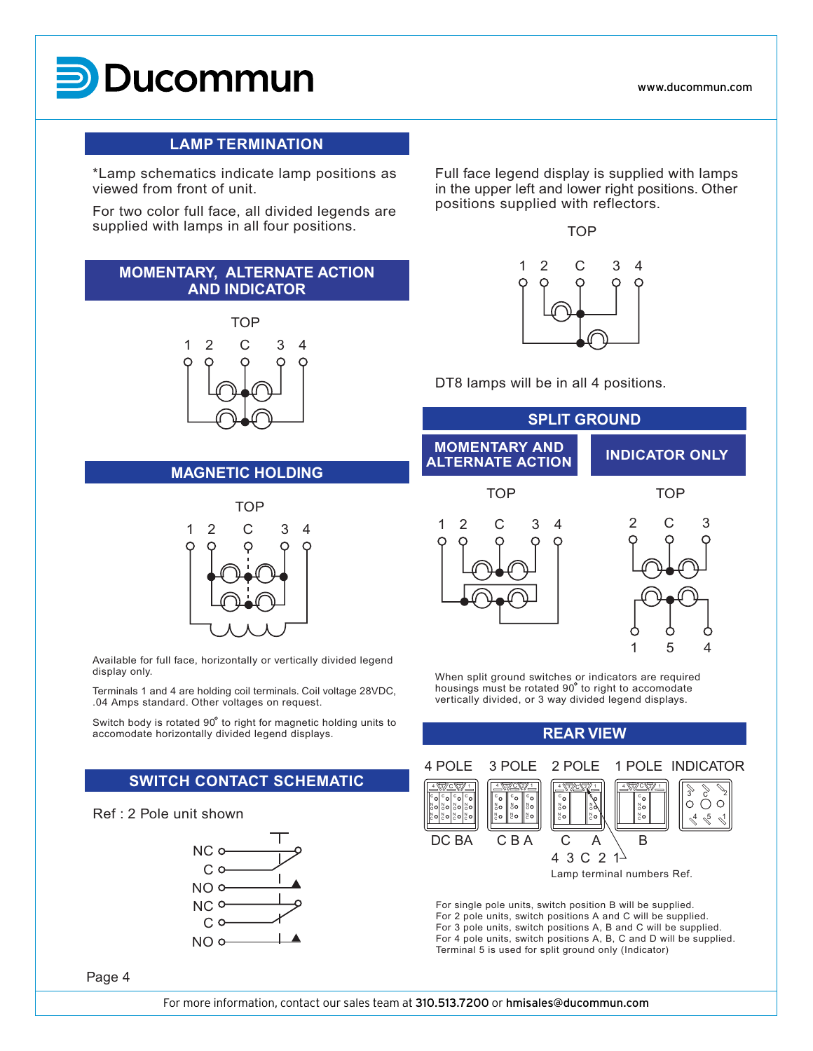## LAMP TERMINATION

*Lamp schematics indicate lamp positions as viewed from front of unit.

For two color full face, all divided legends are supplied with lamps in all four positions.

## MOMENTARY, ALTERNATE ACTION AND INDICATOR

TOP

1 2 C 3 4

## MAGNETIC HOLDING

TOP

1 2 C 3 4

Available for full face, horizontally or vertically divided legend display only.

Terminals 1 and 4 are holding coil terminals. Coil voltage 28VDC, .04 Amps standard. Other voltages on request.

Switch body is rotated 90° to right for magnetic holding units to accomodate horizontally divided legend displays.

## SWITCH CONTACT SCHEMATIC

Ref : 2 Pole unit shown

NC
C
NO
NC
C
NO

Full face legend display is supplied with lamps in the upper left and lower right positions. Other positions supplied with reflectors.

TOP

1 2 C 3 4

DT8 lamps will be in all 4 positions.

## SPLIT GROUND

### MOMENTARY AND ALTERNATE ACTION

TOP

1 2 C 3 4

### INDICATOR ONLY

TOP

2 C 3

1 5 4

When split ground switches or indicators are required housings must be rotated 90° to right to accomodate vertically divided, or 3 way divided legend displays.

## REAR VIEW

4 POLE — DC BA
3 POLE — C B A
2 POLE — C A
1 POLE — B
INDICATOR

4 3 C 2 1

Lamp terminal numbers Ref.

For single pole units, switch position B will be supplied.
For 2 pole units, switch positions A and C will be supplied.
For 3 pole units, switch positions A, B and C will be supplied.
For 4 pole units, switch positions A, B, C and D will be supplied.
Terminal 5 is used for split ground only (Indicator)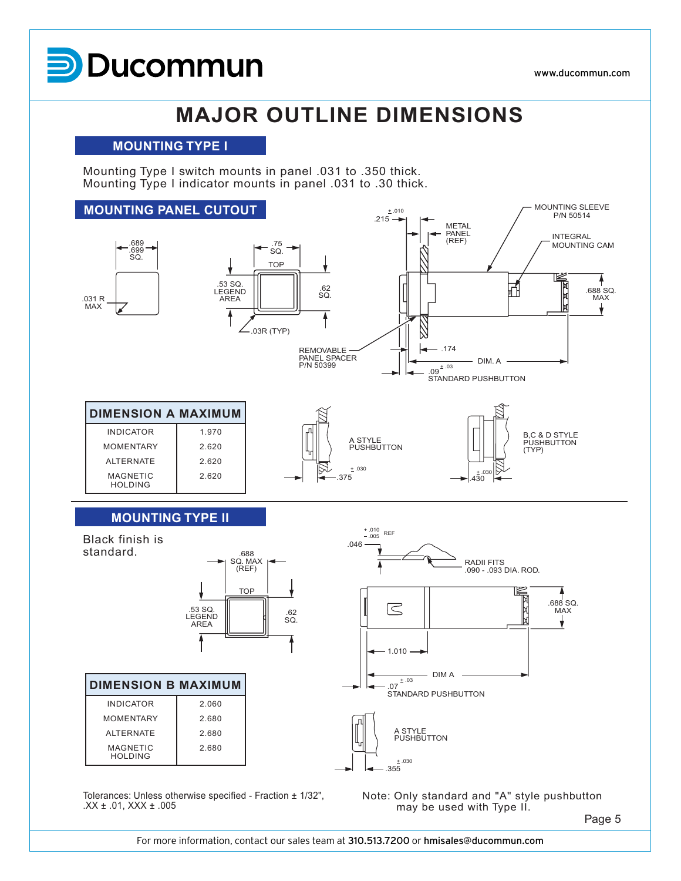# MAJOR OUTLINE DIMENSIONS

## MOUNTING TYPE I

Mounting Type I switch mounts in panel .031 to .350 thick.
Mounting Type I indicator mounts in panel .031 to .30 thick.

## MOUNTING PANEL CUTOUT

.689
.699
SQ.

.031 R
MAX

.75
SQ.

TOP

.53 SQ.
LEGEND
AREA

.62
SQ.

.03R (TYP)

.215 ± .010

METAL
PANEL
(REF)

MOUNTING SLEEVE
P/N 50514

INTEGRAL
MOUNTING CAM

.688 SQ.
MAX

REMOVABLE
PANEL SPACER
P/N 50399

.174

DIM. A

.09 ± .03
STANDARD PUSHBUTTON

| DIMENSION A MAXIMUM | |
|---|---|
| INDICATOR | 1.970 |
| MOMENTARY | 2.620 |
| ALTERNATE | 2.620 |
| MAGNETIC HOLDING | 2.620 |

A STYLE
PUSHBUTTON

.375 ± .030

B,C & D STYLE
PUSHBUTTON
(TYP)

.430 ± .030

## MOUNTING TYPE II

Black finish is standard.

.688
SQ. MAX
(REF)

TOP

.53 SQ.
LEGEND
AREA

.62
SQ.

.046 + .010 − .005 REF

RADII FITS
.090 - .093 DIA. ROD.

.688 SQ.
MAX

1.010

DIM A

.07 ± .03
STANDARD PUSHBUTTON

| DIMENSION B MAXIMUM | |
|---|---|
| INDICATOR | 2.060 |
| MOMENTARY | 2.680 |
| ALTERNATE | 2.680 |
| MAGNETIC HOLDING | 2.680 |

A STYLE
PUSHBUTTON

.355 ± .030

Tolerances: Unless otherwise specified - Fraction ± 1/32", .XX ± .01, XXX ± .005

Note: Only standard and "A" style pushbutton may be used with Type II.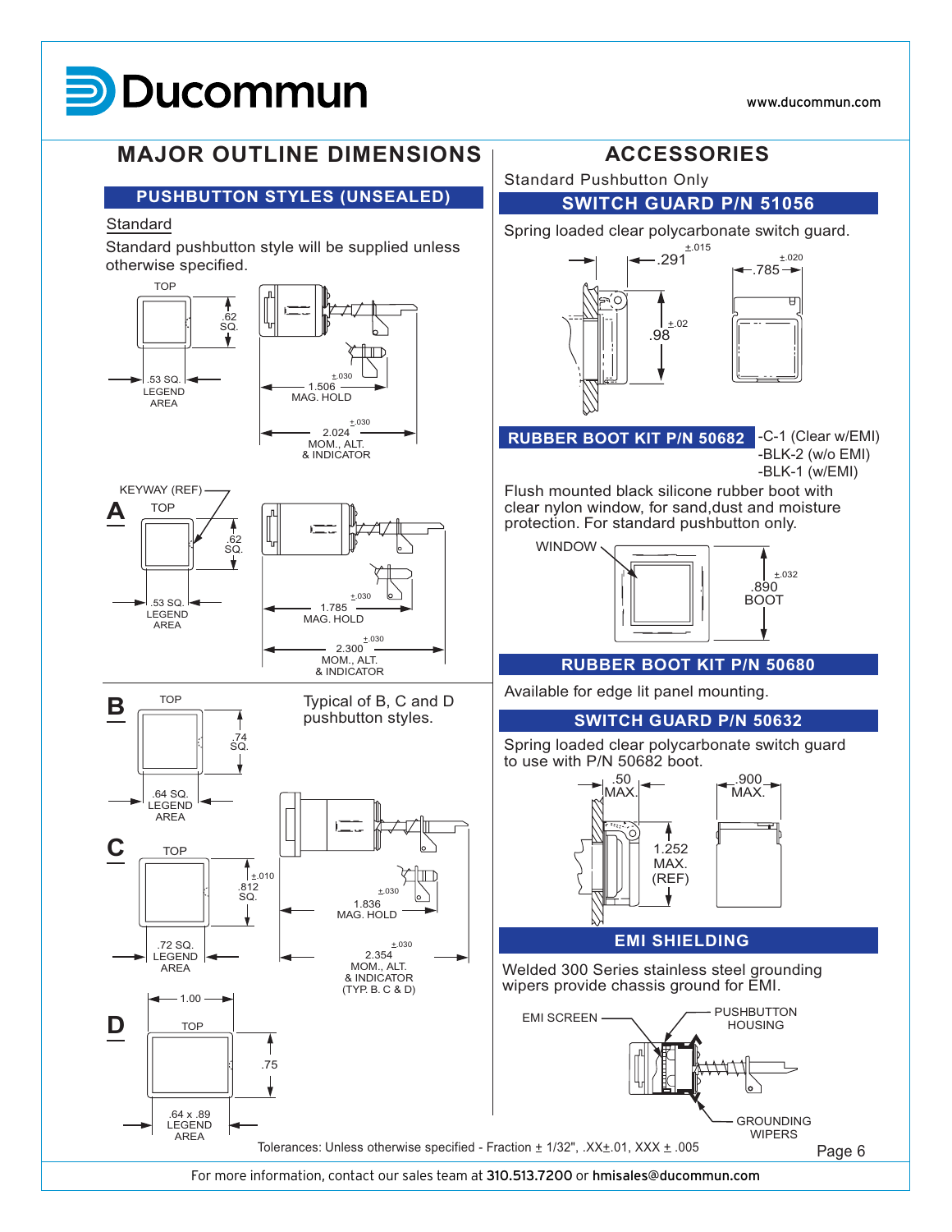# MAJOR OUTLINE DIMENSIONS

## PUSHBUTTON STYLES (UNSEALED)

Standard

Standard pushbutton style will be supplied unless otherwise specified.

TOP

.62 SQ.

.53 SQ. LEGEND AREA

1.506 ±.030 MAG. HOLD

2.024 ±.030 MOM., ALT. & INDICATOR

**A**

KEYWAY (REF)

TOP

.62 SQ.

.53 SQ. LEGEND AREA

1.785 ±.030 MAG. HOLD

2.300 ±.030 MOM., ALT. & INDICATOR

**B**

TOP

.74 SQ.

.64 SQ. LEGEND AREA

Typical of B, C and D pushbutton styles.

**C**

TOP

.812 ±.010 SQ.

.72 SQ. LEGEND AREA

1.836 ±.030 MAG. HOLD

2.354 ±.030 MOM., ALT. & INDICATOR (TYP. B. C & D)

**D**

1.00

TOP

.75

.64 x .89 LEGEND AREA

Tolerances: Unless otherwise specified - Fraction ± 1/32", .XX±.01, XXX ± .005

# ACCESSORIES

Standard Pushbutton Only

## SWITCH GUARD P/N 51056

Spring loaded clear polycarbonate switch guard.

.291 ±.015

.785 ±.020

.98 ±.02

## RUBBER BOOT KIT P/N 50682

-C-1 (Clear w/EMI)
-BLK-2 (w/o EMI)
-BLK-1 (w/EMI)

Flush mounted black silicone rubber boot with clear nylon window, for sand,dust and moisture protection. For standard pushbutton only.

WINDOW

.890 ±.032 BOOT

## RUBBER BOOT KIT P/N 50680

Available for edge lit panel mounting.

## SWITCH GUARD P/N 50632

Spring loaded clear polycarbonate switch guard to use with P/N 50682 boot.

.50 MAX.

.900 MAX.

1.252 MAX. (REF)

## EMI SHIELDING

Welded 300 Series stainless steel grounding wipers provide chassis ground for EMI.

EMI SCREEN

PUSHBUTTON HOUSING

GROUNDING WIPERS

For more information, contact our sales team at 310.513.7200 or hmisales@ducommun.com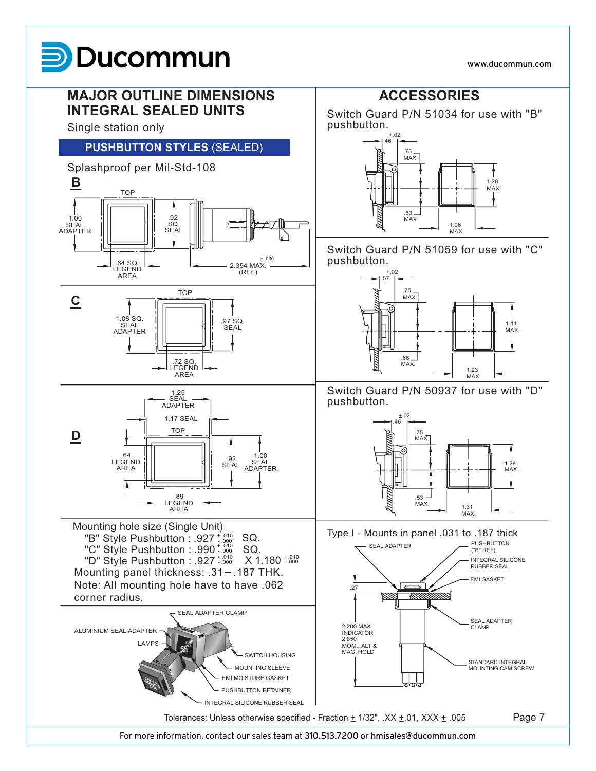## MAJOR OUTLINE DIMENSIONS INTEGRAL SEALED UNITS

Single station only

### PUSHBUTTON STYLES (SEALED)

Splashproof per Mil-Std-108

**B**

TOP

1.00 SEAL ADAPTER

.92 SQ. SEAL

.64 SQ. LEGEND AREA

2.354 MAX. ± .030 (REF)

**C**

TOP

1.08 SQ. SEAL ADAPTER

.97 SQ. SEAL

.72 SQ. LEGEND AREA

**D**

1.25 SEAL ADAPTER

1.17 SEAL

TOP

.64 LEGEND AREA

.92 SEAL

1.00 SEAL ADAPTER

.89 LEGEND AREA

Mounting hole size (Single Unit)

- "B" Style Pushbutton : .927 $^{+.010}_{-.000}$ SQ.
- "C" Style Pushbutton : .990 $^{+.010}_{-.000}$ SQ.
- "D" Style Pushbutton : .927 $^{+.010}_{-.000}$ X 1.180 $^{+.010}_{-.000}$

Mounting panel thickness: .31 – .187 THK.

Note: All mounting hole have to have .062 corner radius.

SEAL ADAPTER CLAMP

ALUMINIUM SEAL ADAPTER

LAMPS

SWITCH HOUSING

MOUNTING SLEEVE

EMI MOISTURE GASKET

PUSHBUTTON RETAINER

INTEGRAL SILICONE RUBBER SEAL

## ACCESSORIES

Switch Guard P/N 51034 for use with "B" pushbutton.

.46 ±.02

.75 MAX.

.53 MAX.

1.06 MAX.

1.28 MAX.

Switch Guard P/N 51059 for use with "C" pushbutton.

.57 ±.02

.75 MAX.

.66 MAX.

1.23 MAX.

1.41 MAX.

Switch Guard P/N 50937 for use with "D" pushbutton.

.46 ±.02

.75 MAX.

.53 MAX.

1.31 MAX.

1.28 MAX.

Type I - Mounts in panel .031 to .187 thick

SEAL ADAPTER

PUSHBUTTON ("B" REF)

INTEGRAL SILICONE RUBBER SEAL

EMI GASKET

.27

2.200 MAX INDICATOR 2.850 MOM., ALT & MAG. HOLD

SEAL ADAPTER CLAMP

STANDARD INTEGRAL MOUNTING CAM SCREW

Tolerances: Unless otherwise specified - Fraction ± 1/32", .XX ±.01, XXX ± .005

For more information, contact our sales team at 310.513.7200 or hmisales@ducommun.com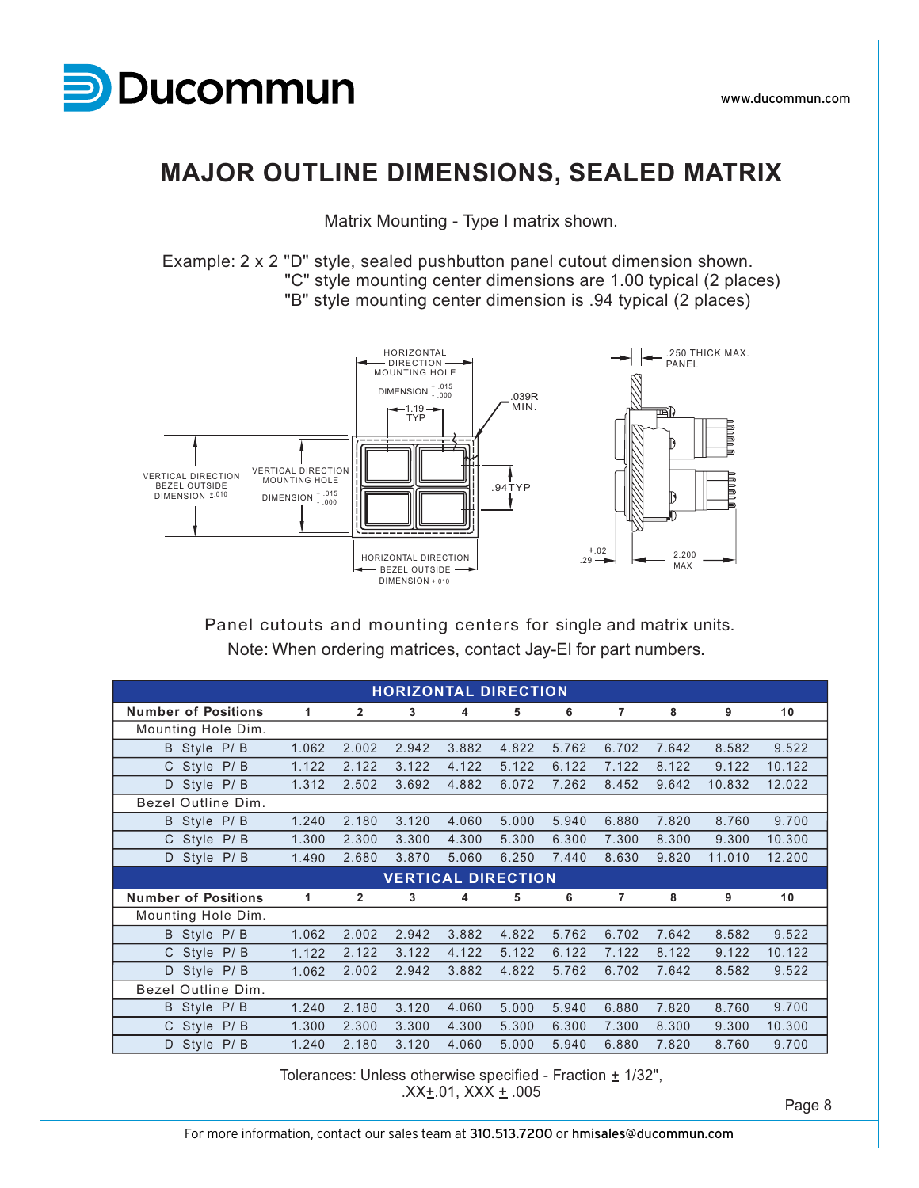# MAJOR OUTLINE DIMENSIONS, SEALED MATRIX

Matrix Mounting - Type I matrix shown.

Example: 2 x 2 "D" style, sealed pushbutton panel cutout dimension shown.
"C" style mounting center dimensions are 1.00 typical (2 places)
"B" style mounting center dimension is .94 typical (2 places)

HORIZONTAL DIRECTION MOUNTING HOLE DIMENSION + .015 / - .000

1.19 TYP

.039R MIN.

.250 THICK MAX. PANEL

VERTICAL DIRECTION BEZEL OUTSIDE DIMENSION ±.010

VERTICAL DIRECTION MOUNTING HOLE DIMENSION + .015 / - .000

.94TYP

HORIZONTAL DIRECTION BEZEL OUTSIDE DIMENSION ±.010

.29 ±.02

2.200 MAX

Panel cutouts and mounting centers for single and matrix units.
Note: When ordering matrices, contact Jay-El for part numbers.

| HORIZONTAL DIRECTION | | | | | | | | | | |
|---|---|---|---|---|---|---|---|---|---|---|
| **Number of Positions** | **1** | **2** | **3** | **4** | **5** | **6** | **7** | **8** | **9** | **10** |
| Mounting Hole Dim. | | | | | | | | | | |
| B Style P/ B | 1.062 | 2.002 | 2.942 | 3.882 | 4.822 | 5.762 | 6.702 | 7.642 | 8.582 | 9.522 |
| C Style P/ B | 1.122 | 2.122 | 3.122 | 4.122 | 5.122 | 6.122 | 7.122 | 8.122 | 9.122 | 10.122 |
| D Style P/ B | 1.312 | 2.502 | 3.692 | 4.882 | 6.072 | 7.262 | 8.452 | 9.642 | 10.832 | 12.022 |
| Bezel Outline Dim. | | | | | | | | | | |
| B Style P/ B | 1.240 | 2.180 | 3.120 | 4.060 | 5.000 | 5.940 | 6.880 | 7.820 | 8.760 | 9.700 |
| C Style P/ B | 1.300 | 2.300 | 3.300 | 4.300 | 5.300 | 6.300 | 7.300 | 8.300 | 9.300 | 10.300 |
| D Style P/ B | 1.490 | 2.680 | 3.870 | 5.060 | 6.250 | 7.440 | 8.630 | 9.820 | 11.010 | 12.200 |
| **VERTICAL DIRECTION** | | | | | | | | | | |
| **Number of Positions** | **1** | **2** | **3** | **4** | **5** | **6** | **7** | **8** | **9** | **10** |
| Mounting Hole Dim. | | | | | | | | | | |
| B Style P/ B | 1.062 | 2.002 | 2.942 | 3.882 | 4.822 | 5.762 | 6.702 | 7.642 | 8.582 | 9.522 |
| C Style P/ B | 1.122 | 2.122 | 3.122 | 4.122 | 5.122 | 6.122 | 7.122 | 8.122 | 9.122 | 10.122 |
| D Style P/ B | 1.062 | 2.002 | 2.942 | 3.882 | 4.822 | 5.762 | 6.702 | 7.642 | 8.582 | 9.522 |
| Bezel Outline Dim. | | | | | | | | | | |
| B Style P/ B | 1.240 | 2.180 | 3.120 | 4.060 | 5.000 | 5.940 | 6.880 | 7.820 | 8.760 | 9.700 |
| C Style P/ B | 1.300 | 2.300 | 3.300 | 4.300 | 5.300 | 6.300 | 7.300 | 8.300 | 9.300 | 10.300 |
| D Style P/ B | 1.240 | 2.180 | 3.120 | 4.060 | 5.000 | 5.940 | 6.880 | 7.820 | 8.760 | 9.700 |

Tolerances: Unless otherwise specified - Fraction ± 1/32",
.XX±.01, XXX ± .005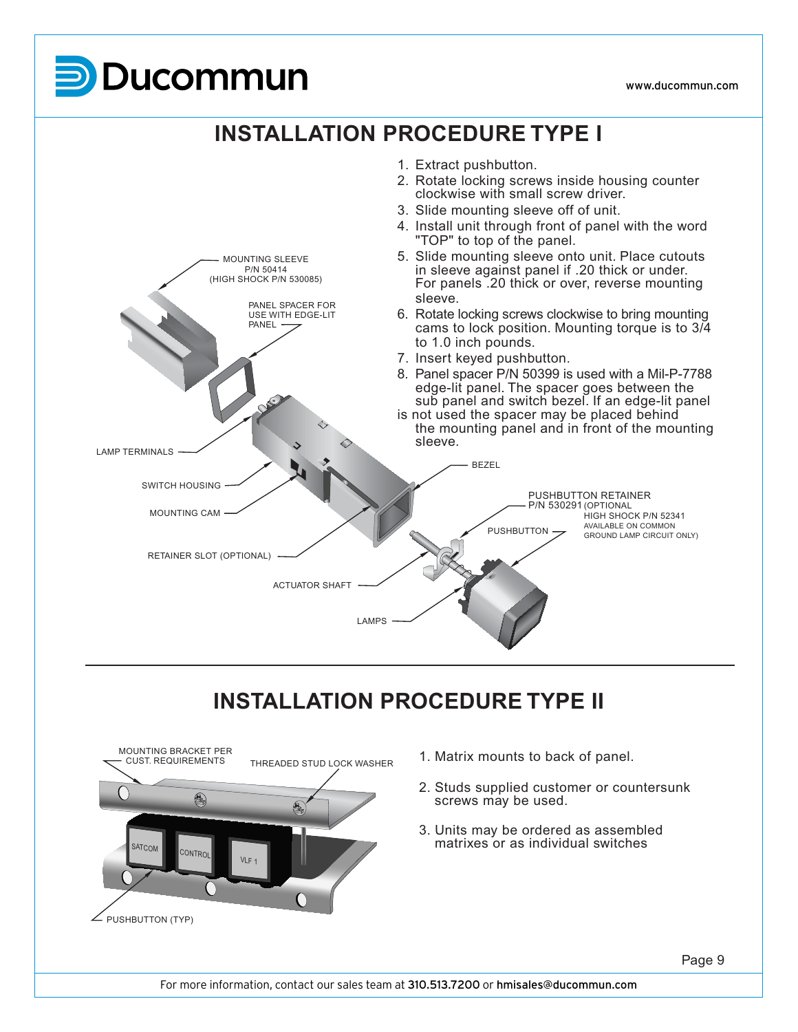# INSTALLATION PROCEDURE TYPE I

1. Extract pushbutton.
2. Rotate locking screws inside housing counter clockwise with small screw driver.
3. Slide mounting sleeve off of unit.
4. Install unit through front of panel with the word "TOP" to top of the panel.
5. Slide mounting sleeve onto unit. Place cutouts in sleeve against panel if .20 thick or under. For panels .20 thick or over, reverse mounting sleeve.
6. Rotate locking screws clockwise to bring mounting cams to lock position. Mounting torque is to 3/4 to 1.0 inch pounds.
7. Insert keyed pushbutton.
8. Panel spacer P/N 50399 is used with a Mil-P-7788 edge-lit panel. The spacer goes between the sub panel and switch bezel. If an edge-lit panel is not used the spacer may be placed behind the mounting panel and in front of the mounting sleeve.

MOUNTING SLEEVE P/N 50414 (HIGH SHOCK P/N 530085)

PANEL SPACER FOR USE WITH EDGE-LIT PANEL

LAMP TERMINALS

SWITCH HOUSING

MOUNTING CAM

RETAINER SLOT (OPTIONAL)

ACTUATOR SHAFT

LAMPS

BEZEL

PUSHBUTTON RETAINER P/N 530291 (OPTIONAL HIGH SHOCK P/N 52341 AVAILABLE ON COMMON GROUND LAMP CIRCUIT ONLY)

PUSHBUTTON

# INSTALLATION PROCEDURE TYPE II

MOUNTING BRACKET PER CUST. REQUIREMENTS

THREADED STUD LOCK WASHER

SATCOM

CONTROL

VLF 1

PUSHBUTTON (TYP)

1. Matrix mounts to back of panel.
2. Studs supplied customer or countersunk screws may be used.
3. Units may be ordered as assembled matrixes or as individual switches

For more information, contact our sales team at 310.513.7200 or hmisales@ducommun.com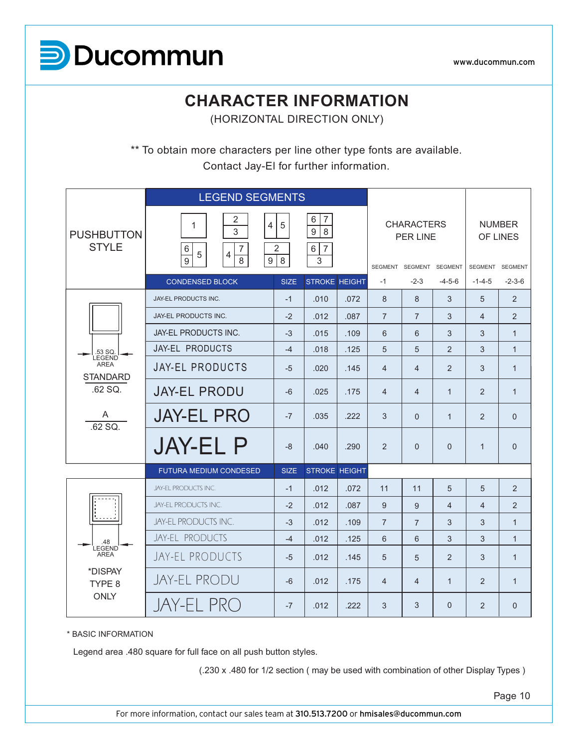# CHARACTER INFORMATION

(HORIZONTAL DIRECTION ONLY)

** To obtain more characters per line other type fonts are available.
Contact Jay-El for further information.

| PUSHBUTTON STYLE | LEGEND SEGMENTS | | | | CHARACTERS PER LINE | | | NUMBER OF LINES | |
|---|---|---|---|---|---|---|---|---|---|
| | | | | | SEGMENT -1 | SEGMENT -2-3 | SEGMENT -4-5-6 | SEGMENT -1-4-5 | SEGMENT -2-3-6 |
| | CONDENSED BLOCK | SIZE | STROKE | HEIGHT | | | | | |
| .53 SQ. LEGEND AREA; STANDARD .62 SQ.; A .62 SQ. | JAY-EL PRODUCTS INC. | -1 | .010 | .072 | 8 | 8 | 3 | 5 | 2 |
| | JAY-EL PRODUCTS INC. | -2 | .012 | .087 | 7 | 7 | 3 | 4 | 2 |
| | JAY-EL PRODUCTS INC. | -3 | .015 | .109 | 6 | 6 | 3 | 3 | 1 |
| | JAY-EL PRODUCTS | -4 | .018 | .125 | 5 | 5 | 2 | 3 | 1 |
| | JAY-EL PRODUCTS | -5 | .020 | .145 | 4 | 4 | 2 | 3 | 1 |
| | JAY-EL PRODU | -6 | .025 | .175 | 4 | 4 | 1 | 2 | 1 |
| | JAY-EL PRO | -7 | .035 | .222 | 3 | 0 | 1 | 2 | 0 |
| | JAY-EL P | -8 | .040 | .290 | 2 | 0 | 0 | 1 | 0 |
| | FUTURA MEDIUM CONDESED | SIZE | STROKE | HEIGHT | | | | | |
| .48 LEGEND AREA; *DISPAY TYPE 8 ONLY | JAY-EL PRODUCTS INC. | -1 | .012 | .072 | 11 | 11 | 5 | 5 | 2 |
| | JAY-EL PRODUCTS INC. | -2 | .012 | .087 | 9 | 9 | 4 | 4 | 2 |
| | JAY-EL PRODUCTS INC. | -3 | .012 | .109 | 7 | 7 | 3 | 3 | 1 |
| | JAY-EL PRODUCTS | -4 | .012 | .125 | 6 | 6 | 3 | 3 | 1 |
| | JAY-EL PRODUCTS | -5 | .012 | .145 | 5 | 5 | 2 | 3 | 1 |
| | JAY-EL PRODU | -6 | .012 | .175 | 4 | 4 | 1 | 2 | 1 |
| | JAY-EL PRO | -7 | .012 | .222 | 3 | 3 | 0 | 2 | 0 |

\* BASIC INFORMATION

Legend area .480 square for full face on all push button styles.

(.230 x .480 for 1/2 section ( may be used with combination of other Display Types )

For more information, contact our sales team at **310.513.7200** or **hmisales@ducommun.com**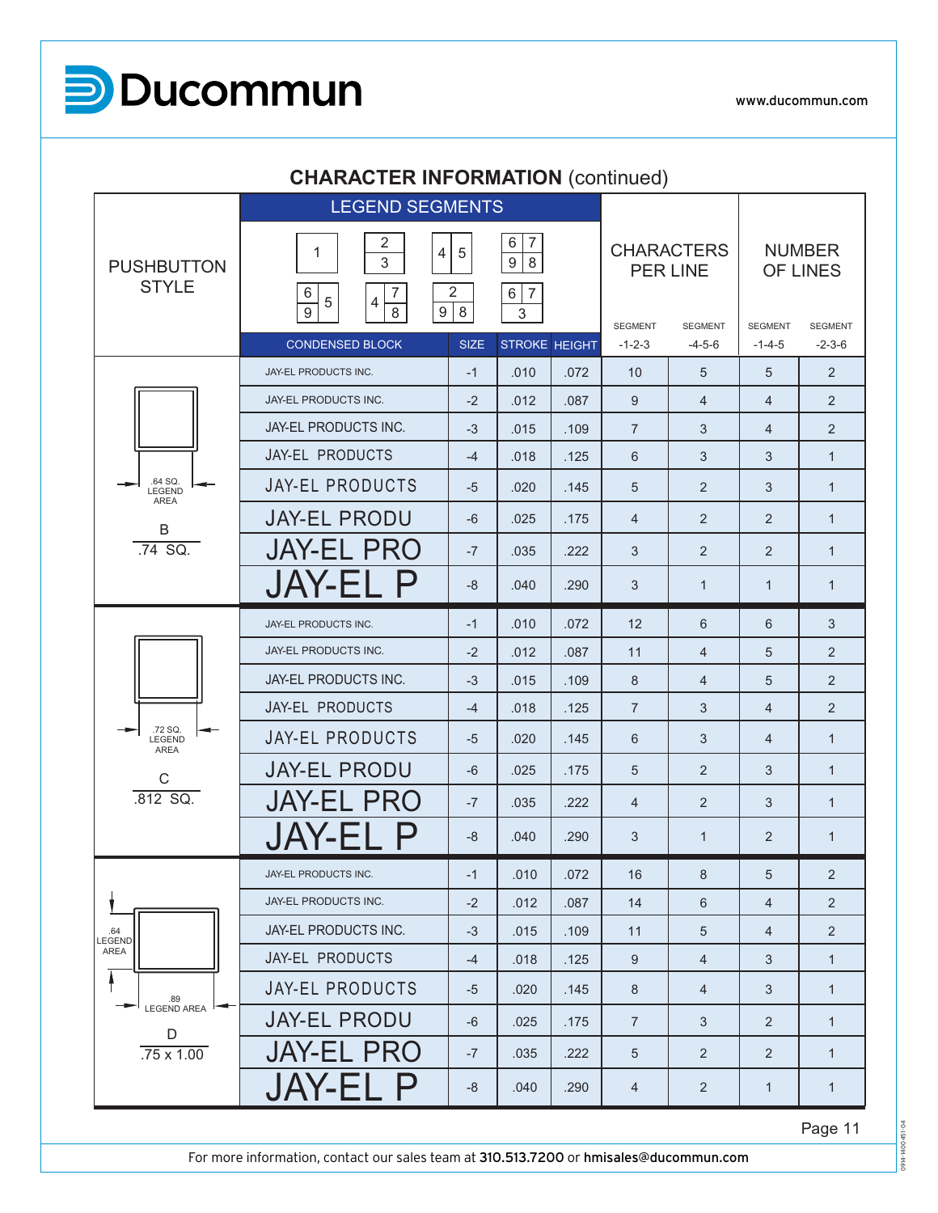## CHARACTER INFORMATION (continued)

| PUSHBUTTON STYLE | LEGEND SEGMENTS | | | | CHARACTERS PER LINE | | NUMBER OF LINES | |
|---|---|---|---|---|---|---|---|---|
| | CONDENSED BLOCK | SIZE | STROKE | HEIGHT | SEGMENT -1-2-3 | SEGMENT -4-5-6 | SEGMENT -1-4-5 | SEGMENT -2-3-6 |
| B .74 SQ. (.64 SQ. LEGEND AREA) | JAY-EL PRODUCTS INC. | -1 | .010 | .072 | 10 | 5 | 5 | 2 |
| | JAY-EL PRODUCTS INC. | -2 | .012 | .087 | 9 | 4 | 4 | 2 |
| | JAY-EL PRODUCTS INC. | -3 | .015 | .109 | 7 | 3 | 4 | 2 |
| | JAY-EL PRODUCTS | -4 | .018 | .125 | 6 | 3 | 3 | 1 |
| | JAY-EL PRODUCTS | -5 | .020 | .145 | 5 | 2 | 3 | 1 |
| | JAY-EL PRODU | -6 | .025 | .175 | 4 | 2 | 2 | 1 |
| | JAY-EL PRO | -7 | .035 | .222 | 3 | 2 | 2 | 1 |
| | JAY-EL P | -8 | .040 | .290 | 3 | 1 | 1 | 1 |
| C .812 SQ. (.72 SQ. LEGEND AREA) | JAY-EL PRODUCTS INC. | -1 | .010 | .072 | 12 | 6 | 6 | 3 |
| | JAY-EL PRODUCTS INC. | -2 | .012 | .087 | 11 | 4 | 5 | 2 |
| | JAY-EL PRODUCTS INC. | -3 | .015 | .109 | 8 | 4 | 5 | 2 |
| | JAY-EL PRODUCTS | -4 | .018 | .125 | 7 | 3 | 4 | 2 |
| | JAY-EL PRODUCTS | -5 | .020 | .145 | 6 | 3 | 4 | 1 |
| | JAY-EL PRODU | -6 | .025 | .175 | 5 | 2 | 3 | 1 |
| | JAY-EL PRO | -7 | .035 | .222 | 4 | 2 | 3 | 1 |
| | JAY-EL P | -8 | .040 | .290 | 3 | 1 | 2 | 1 |
| D .75 x 1.00 (.64 x .89 LEGEND AREA) | JAY-EL PRODUCTS INC. | -1 | .010 | .072 | 16 | 8 | 5 | 2 |
| | JAY-EL PRODUCTS INC. | -2 | .012 | .087 | 14 | 6 | 4 | 2 |
| | JAY-EL PRODUCTS INC. | -3 | .015 | .109 | 11 | 5 | 4 | 2 |
| | JAY-EL PRODUCTS | -4 | .018 | .125 | 9 | 4 | 3 | 1 |
| | JAY-EL PRODUCTS | -5 | .020 | .145 | 8 | 4 | 3 | 1 |
| | JAY-EL PRODU | -6 | .025 | .175 | 7 | 3 | 2 | 1 |
| | JAY-EL PRO | -7 | .035 | .222 | 5 | 2 | 2 | 1 |
| | JAY-EL P | -8 | .040 | .290 | 4 | 2 | 1 | 1 |

For more information, contact our sales team at **310.513.7200** or **hmisales@ducommun.com**